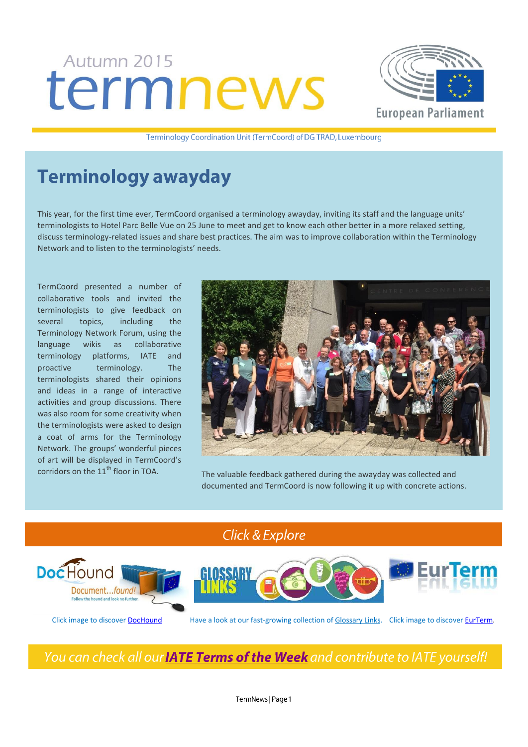Autumn 2015

# termnews

European Parliament

Terminology Coordination Unit (TermCoord) of DG TRAD, Luxembourg

## Terminology awayday

This year, for the first time ever, TermCoord organised a terminology awayday, inviting its staff and the language units' terminologists to Hotel Parc Belle Vue on 25 June to meet and get to know each other better in a more relaxed setting, discuss terminology-related issues and share best practices. The aim was to improve collaboration within the Terminology Network and to listen to the terminologists' needs.

TermCoord presented a number of collaborative tools and invited the terminologists to give feedback on several topics, including the Terminology Network Forum, using the language wikis as collaborative terminology platforms, IATE and proactive terminology. The terminologists shared their opinions and ideas in a range of interactive activities and group discussions. There was also room for some creativity when the terminologists were asked to design a coat of arms for the Terminology Network. The groups' wonderful pieces of art will be displayed in TermCoord's corridors on the 11th floor in TOA.

The valuable feedback gathered during the awayday was collected and documented and TermCoord is now following it up with concrete actions.

## Click & Explore

Click image to discover DocHound

Have a look at our fast-growing collection of Glossary Links.

Click image to discover EurTerm.

*You can check all our **IATE Terms of the Week** and contribute to IATE yourself!*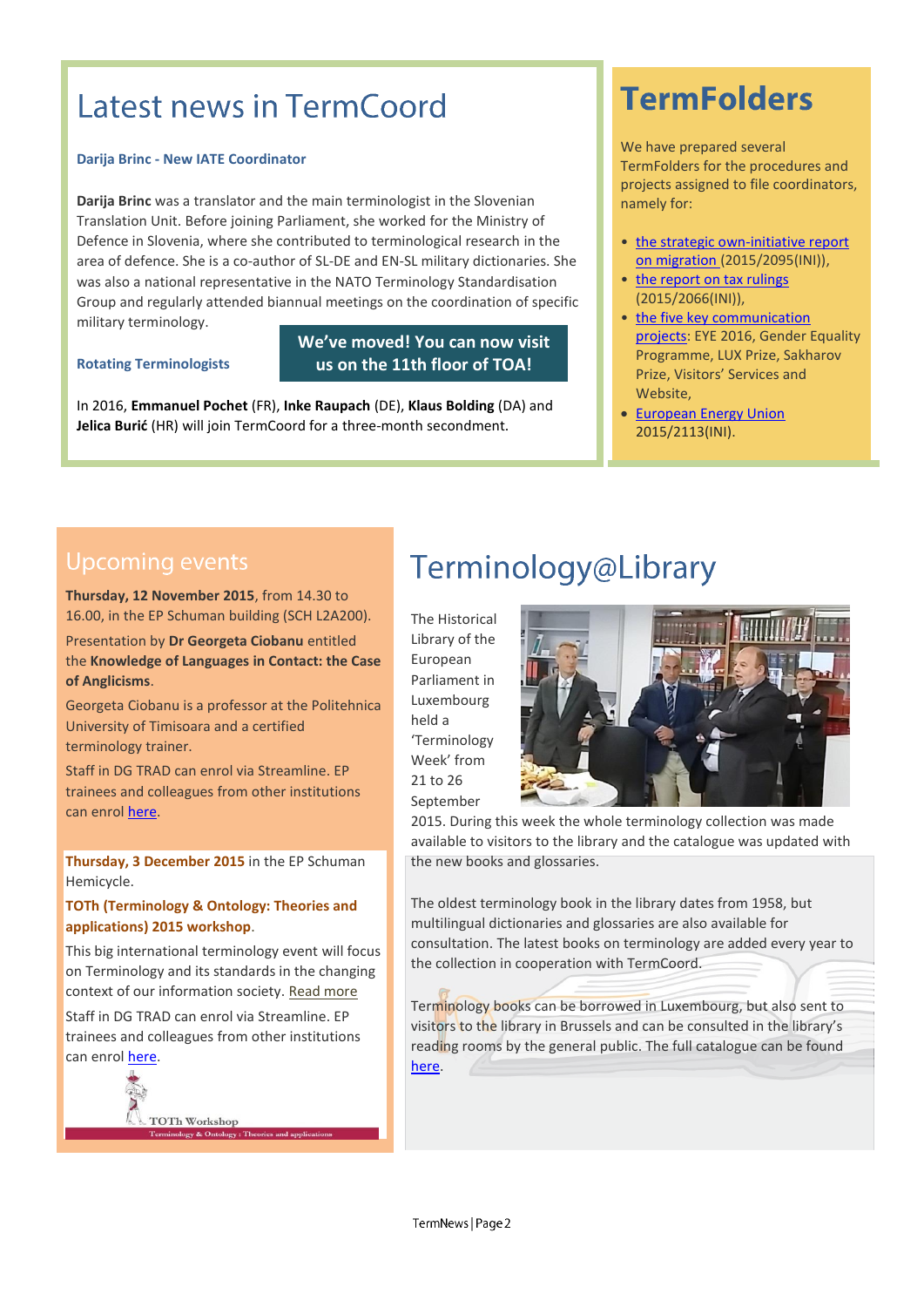# Latest news in TermCoord

### Darija Brinc - New IATE Coordinator

**Darija Brinc** was a translator and the main terminologist in the Slovenian Translation Unit. Before joining Parliament, she worked for the Ministry of Defence in Slovenia, where she contributed to terminological research in the area of defence. She is a co-author of SL-DE and EN-SL military dictionaries. She was also a national representative in the NATO Terminology Standardisation Group and regularly attended biannual meetings on the coordination of specific military terminology.

**We've moved! You can now visit us on the 11th floor of TOA!**

### Rotating Terminologists

In 2016, **Emmanuel Pochet** (FR), **Inke Raupach** (DE), **Klaus Bolding** (DA) and **Jelica Burić** (HR) will join TermCoord for a three-month secondment.

# TermFolders

We have prepared several TermFolders for the procedures and projects assigned to file coordinators, namely for:

- the strategic own-initiative report on migration (2015/2095(INI)),
- the report on tax rulings (2015/2066(INI)),
- the five key communication projects: EYE 2016, Gender Equality Programme, LUX Prize, Sakharov Prize, Visitors' Services and Website,
- European Energy Union 2015/2113(INI).

# Upcoming events

**Thursday, 12 November 2015**, from 14.30 to 16.00, in the EP Schuman building (SCH L2A200).

Presentation by **Dr Georgeta Ciobanu** entitled the **Knowledge of Languages in Contact: the Case of Anglicisms**.

Georgeta Ciobanu is a professor at the Politehnica University of Timisoara and a certified terminology trainer.

Staff in DG TRAD can enrol via Streamline. EP trainees and colleagues from other institutions can enrol here.

**Thursday, 3 December 2015** in the EP Schuman Hemicycle.

**TOTh (Terminology & Ontology: Theories and applications) 2015 workshop**.

This big international terminology event will focus on Terminology and its standards in the changing context of our information society. Read more

Staff in DG TRAD can enrol via Streamline. EP trainees and colleagues from other institutions can enrol here.

TOTh Workshop
Terminology & Ontology : Theories and applications

# Terminology@Library

The Historical Library of the European Parliament in Luxembourg held a 'Terminology Week' from 21 to 26 September 2015. During this week the whole terminology collection was made available to visitors to the library and the catalogue was updated with the new books and glossaries.

The oldest terminology book in the library dates from 1958, but multilingual dictionaries and glossaries are also available for consultation. The latest books on terminology are added every year to the collection in cooperation with TermCoord.

Terminology books can be borrowed in Luxembourg, but also sent to visitors to the library in Brussels and can be consulted in the library's reading rooms by the general public. The full catalogue can be found here.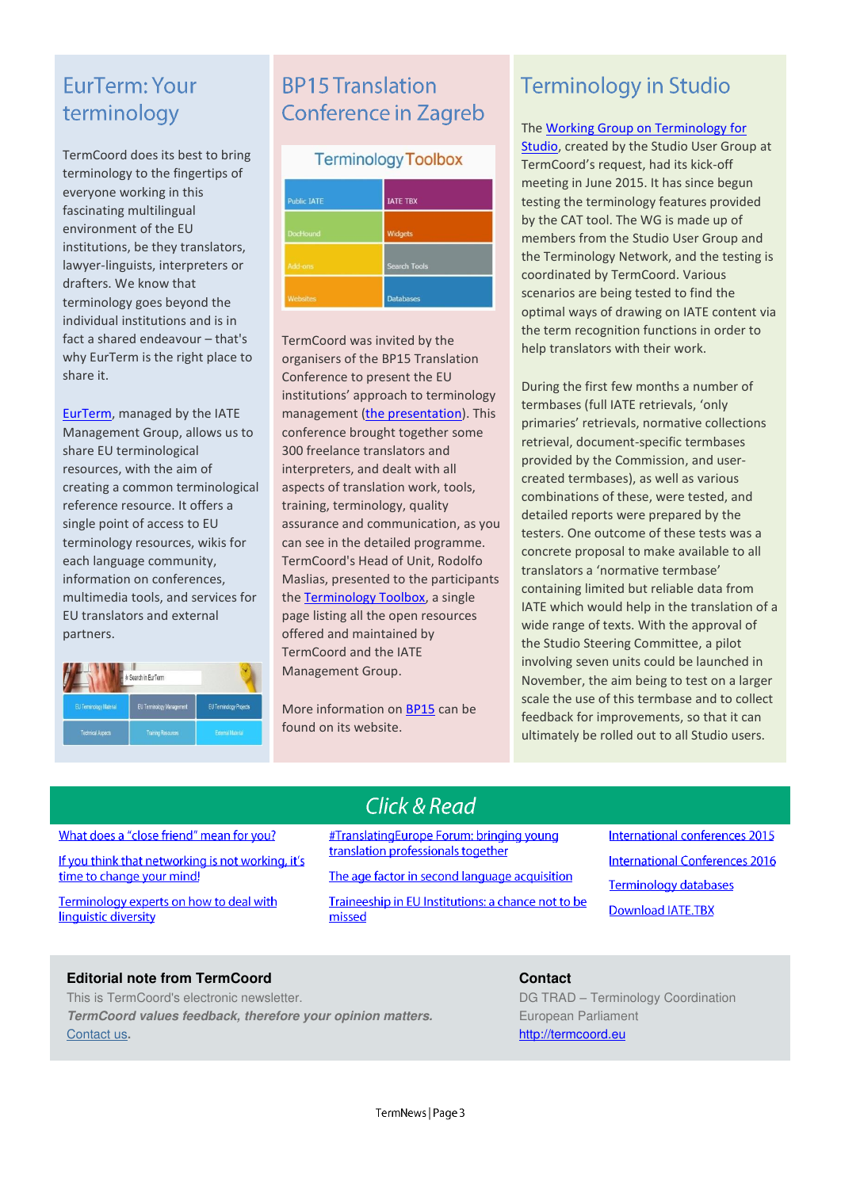## EurTerm: Your terminology

TermCoord does its best to bring terminology to the fingertips of everyone working in this fascinating multilingual environment of the EU institutions, be they translators, lawyer-linguists, interpreters or drafters. We know that terminology goes beyond the individual institutions and is in fact a shared endeavour – that's why EurTerm is the right place to share it.

EurTerm, managed by the IATE Management Group, allows us to share EU terminological resources, with the aim of creating a common terminological reference resource. It offers a single point of access to EU terminology resources, wikis for each language community, information on conferences, multimedia tools, and services for EU translators and external partners.

## BP15 Translation Conference in Zagreb

TermCoord was invited by the organisers of the BP15 Translation Conference to present the EU institutions' approach to terminology management (the presentation). This conference brought together some 300 freelance translators and interpreters, and dealt with all aspects of translation work, tools, training, terminology, quality assurance and communication, as you can see in the detailed programme. TermCoord's Head of Unit, Rodolfo Maslias, presented to the participants the Terminology Toolbox, a single page listing all the open resources offered and maintained by TermCoord and the IATE Management Group.

More information on BP15 can be found on its website.

## Terminology in Studio

The Working Group on Terminology for Studio, created by the Studio User Group at TermCoord's request, had its kick-off meeting in June 2015. It has since begun testing the terminology features provided by the CAT tool. The WG is made up of members from the Studio User Group and the Terminology Network, and the testing is coordinated by TermCoord. Various scenarios are being tested to find the optimal ways of drawing on IATE content via the term recognition functions in order to help translators with their work.

During the first few months a number of termbases (full IATE retrievals, 'only primaries' retrievals, normative collections retrieval, document-specific termbases provided by the Commission, and user-created termbases), as well as various combinations of these, were tested, and detailed reports were prepared by the testers. One outcome of these tests was a concrete proposal to make available to all translators a 'normative termbase' containing limited but reliable data from IATE which would help in the translation of a wide range of texts. With the approval of the Studio Steering Committee, a pilot involving seven units could be launched in November, the aim being to test on a larger scale the use of this termbase and to collect feedback for improvements, so that it can ultimately be rolled out to all Studio users.

## Click & Read

- What does a "close friend" mean for you?
- If you think that networking is not working, it's time to change your mind!
- Terminology experts on how to deal with linguistic diversity
- #TranslatingEurope Forum: bringing young translation professionals together
- The age factor in second language acquisition
- Traineeship in EU Institutions: a chance not to be missed
- International conferences 2015
- International Conferences 2016
- Terminology databases
- Download IATE.TBX

**Editorial note from TermCoord**

This is TermCoord's electronic newsletter.

***TermCoord values feedback, therefore your opinion matters.***

Contact us.

**Contact**

DG TRAD – Terminology Coordination
European Parliament
http://termcoord.eu